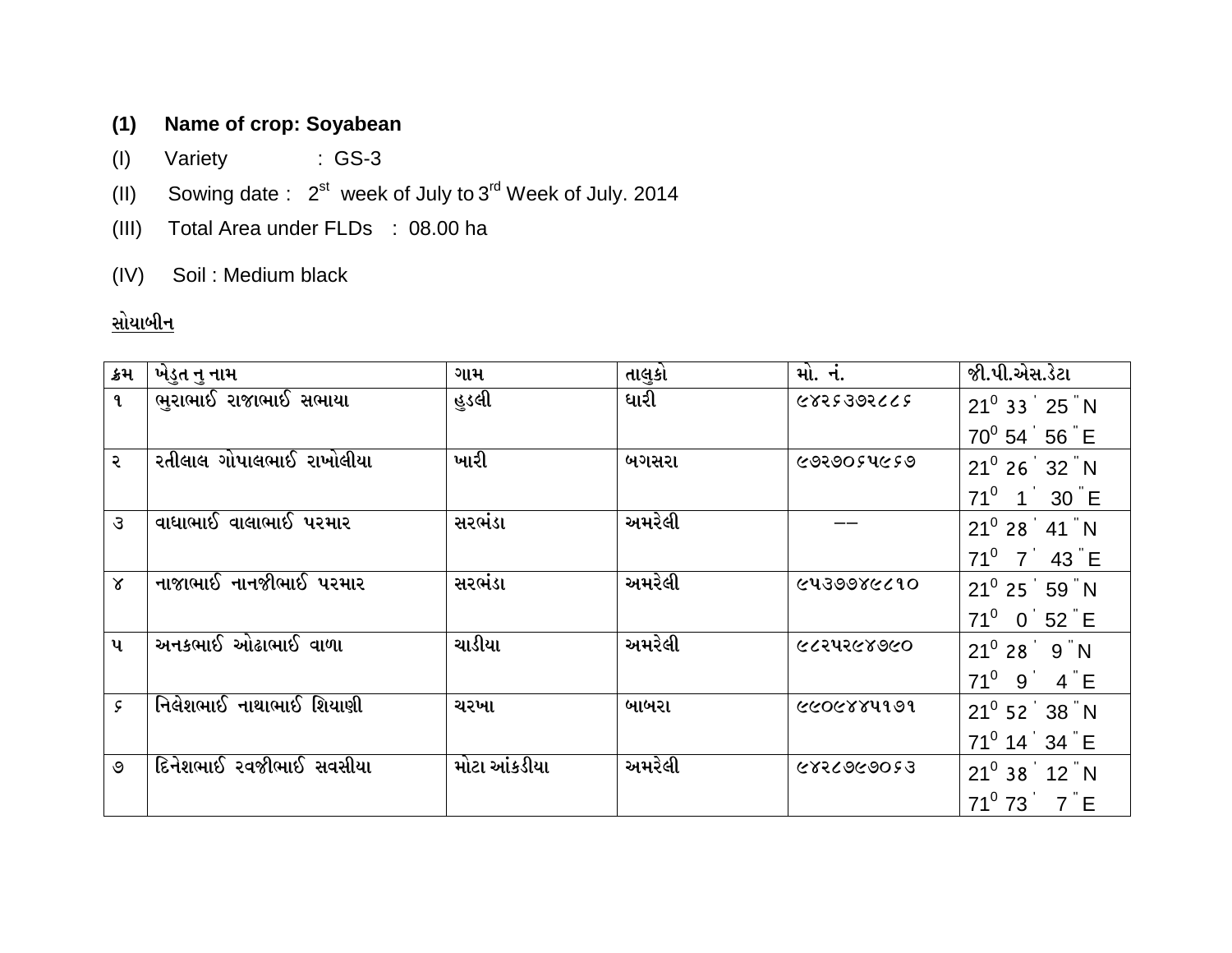**(1) Name of crop: Soyabean**

(I) Variety : GS-3

(II) Sowing date : 2[st] week of July to 3[rd] Week of July. 2014

(III) Total Area under FLDs : 08.00 ha

(IV) Soil : Medium black

<u>સોયાબીન</u>

| ક્રમ | ખેડુત નુ નામ | ગામ | તાલુકો | મો. નં. | જી.પી.એસ.ડેટા |
|---|---|---|---|---|---|
| ૧ | ભુરાભાઈ રાજાભાઈ સભાયા | હુડલી | ધારી | ૯૪૨૬૩૭૨૮૮૬ | $21^0$ 33 ' 25 " N<br>$70^0$ 54 ' 56 " E |
| ૨ | રતીલાલ ગોપાલભાઈ રાખોલીયા | ખારી | બગસરા | ૯૭૨૭૦૬૫૯૬૭ | $21^0$ 26 ' 32 " N<br>$71^0$ 1 ' 30 " E |
| ૩ | વાઘાભાઈ વાલાભાઈ પરમાર | સરભંડા | અમરેલી | -- | $21^0$ 28 ' 41 " N<br>$71^0$ 7 ' 43 " E |
| ૪ | નાજાભાઈ નાનજીભાઈ પરમાર | સરભંડા | અમરેલી | ૯૫૩૭૭૪૯૮૧૦ | $21^0$ 25 ' 59 " N<br>$71^0$ 0 ' 52 " E |
| ૫ | અનકભાઈ ઓઢાભાઈ વાળા | ચાડીયા | અમરેલી | ૯૮૨૫૨૯૪૭૯૦ | $21^0$ 28 ' 9 " N<br>$71^0$ 9 ' 4 " E |
| ૬ | નિલેશભાઈ નાથાભાઈ શિયાણી | ચરખા | બાબરા | ૯૯૦૯૪૪૫૧૭૧ | $21^0$ 52 ' 38 " N<br>$71^0$ 14 ' 34 " E |
| ૭ | દિનેશભાઈ રવજીભાઈ સવસીયા | મોટા આંકડીયા | અમરેલી | ૯૪૨૮૭૯૭૦૬૩ | $21^0$ 38 ' 12 " N<br>$71^0$ 73 ' 7 " E |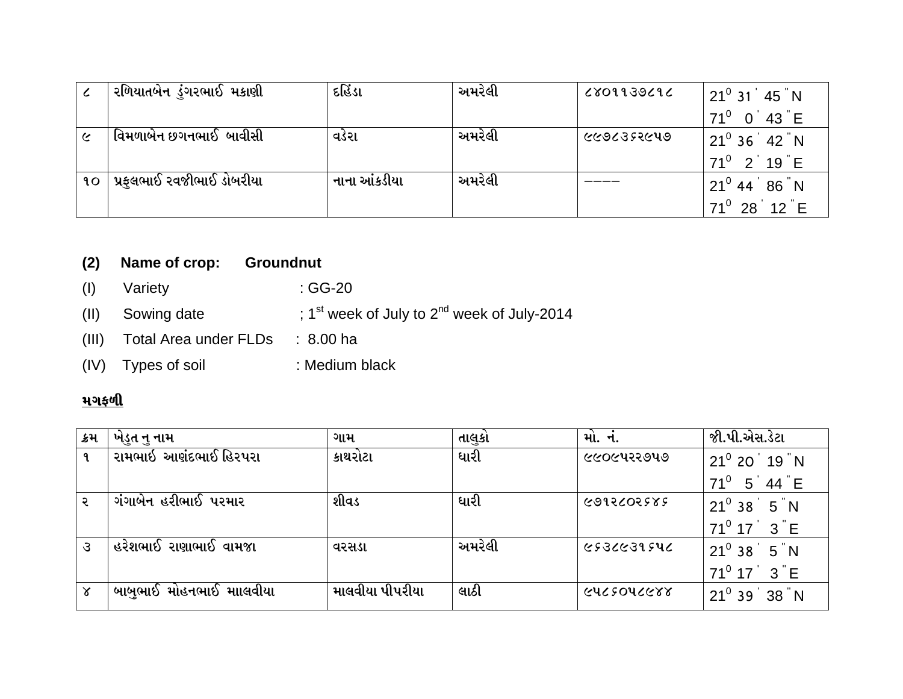| ૮ | રળિયાતબેન ડુંગરભાઈ મકાણી | દહિંડા | અમરેલી | ૮૪૦૧૧૩૭૮૧૮ | 21$^0$ 31 ' 45 " N<br>71$^0$ 0 ' 43 " E |
|---|---|---|---|---|---|
| ૯ | વિમળાબેન છગનભાઈ બાવીસી | વડેરા | અમરેલી | ૯૯૭૮૩૬૨૯૫૭ | 21$^0$ 36 ' 42 " N<br>71$^0$ 2 ' 19 " E |
| ૧૦ | પ્રફુલભાઈ રવજીભાઈ ડોબરીયા | નાના આંકડીયા | અમરેલી | ---- | 21$^0$ 44 ' 86 " N<br>71$^0$ 28 ' 12 " E |

**(2) Name of crop: Groundnut**

(I) Variety : GG-20

(II) Sowing date ; 1st week of July to 2nd week of July-2014

(III) Total Area under FLDs : 8.00 ha

(IV) Types of soil : Medium black

**<u>મગફળી</u>**

| ક્રમ | ખેડુત નુ નામ | ગામ | તાલુકો | મો. નં. | જી.પી.એસ.ડેટા |
|---|---|---|---|---|---|
| ૧ | રામભાઈ આણંદભાઈ હિરપરા | કાથરોટા | ધારી | ૯૯૦૯૫૨૨૭૫૭ | 21$^0$ 20 ' 19 " N<br>71$^0$ 5 ' 44 " E |
| ૨ | ગંગાબેન હરીભાઈ પરમાર | શીવડ | ધારી | ૯૭૧૨૮૦૨૬૪૬ | 21$^0$ 38 ' 5 " N<br>71$^0$ 17 ' 3 " E |
| ૩ | હરેશભાઈ રાણાભાઈ વામજા | વરસડા | અમરેલી | ૯૬૩૮૯૩૧૬૫૮ | 21$^0$ 38 ' 5 " N<br>71$^0$ 17 ' 3 " E |
| ૪ | બાબુભાઈ મોહનભાઈ માલવીયા | માલવીયા પીપરીયા | લાઠી | ૯૫૮૬૦૫૮૯૪૪ | 21$^0$ 39 ' 38 " N |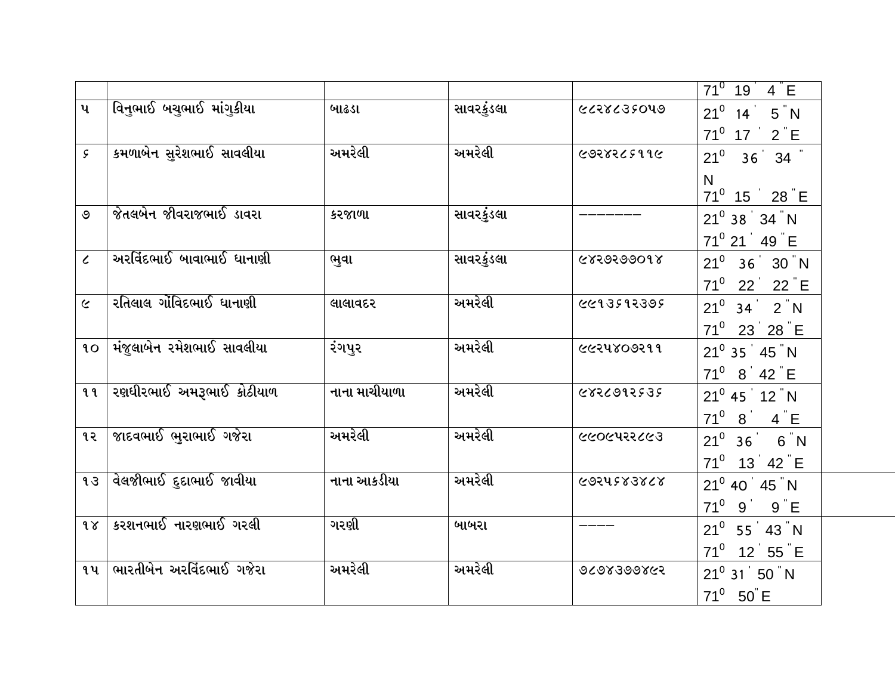| | | | | | |
|---|---|---|---|---|---|
| | | | | | 71⁰ 19' 4" E |
| ૫ | વિનુભાઈ બચુભાઈ માંગુકીયા | બાઢડા | સાવરકુંડલા | ૯૮૨૪૮૩૬૦૫૭ | 21⁰ 14' 5" N 71⁰ 17' 2" E |
| ૬ | કમળાબેન સુરેશભાઈ સાવલીયા | અમરેલી | અમરેલી | ૯૭૨૪૨૮૬૧૧૯ | 21⁰ 36' 34" N 71⁰ 15' 28" E |
| ૭ | જેતલબેન જીવરાજભાઈ ડાવરા | કરજાળા | સાવરકુંડલા | ——————— | 21⁰ 38' 34" N 71⁰ 21' 49" E |
| ૮ | અરવિંદભાઈ બાવાભાઈ ધાનાણી | ભુવા | સાવરકુંડલા | ૯૪૨૭૨૭૭૦૧૪ | 21⁰ 36' 30" N 71⁰ 22' 22" E |
| ૯ | રતિલાલ ગોંવિદભાઈ ધાનાણી | લાલાવદર | અમરેલી | ૯૯૧૩૬૧૨૩૭૬ | 21⁰ 34' 2" N 71⁰ 23' 28" E |
| ૧૦ | મંજુલાબેન રમેશભાઈ સાવલીયા | રંગપુર | અમરેલી | ૯૯૨૫૪૦૭૨૧૧ | 21⁰ 35' 45" N 71⁰ 8' 42" E |
| ૧૧ | રણધીરભાઈ અમરૂભાઈ કોઠીયાળ | નાના માચીયાળા | અમરેલી | ૯૪૨૮૭૧૨૬૩૬ | 21⁰ 45' 12" N 71⁰ 8' 4" E |
| ૧૨ | જાદવભાઈ ભુરાભાઈ ગજેરા | અમરેલી | અમરેલી | ૯૯૦૯૫૨૨૮૯૩ | 21⁰ 36' 6" N 71⁰ 13' 42" E |
| ૧૩ | વેલજીભાઈ દુદાભાઈ જાવીયા | નાના આકડીયા | અમરેલી | ૯૭૨૫૬૪૩૪૮૪ | 21⁰ 40' 45" N 71⁰ 9' 9" E |
| ૧૪ | કરશનભાઈ નારણભાઈ ગરલી | ગરણી | બાબરા | ———— | 21⁰ 55' 43" N 71⁰ 12' 55" E |
| ૧૫ | ભારતીબેન અરવિંદભાઈ ગજેરા | અમરેલી | અમરેલી | ૭૮૭૪૩૭૭૪૯૨ | 21⁰ 31' 50" N 71⁰ 50" E |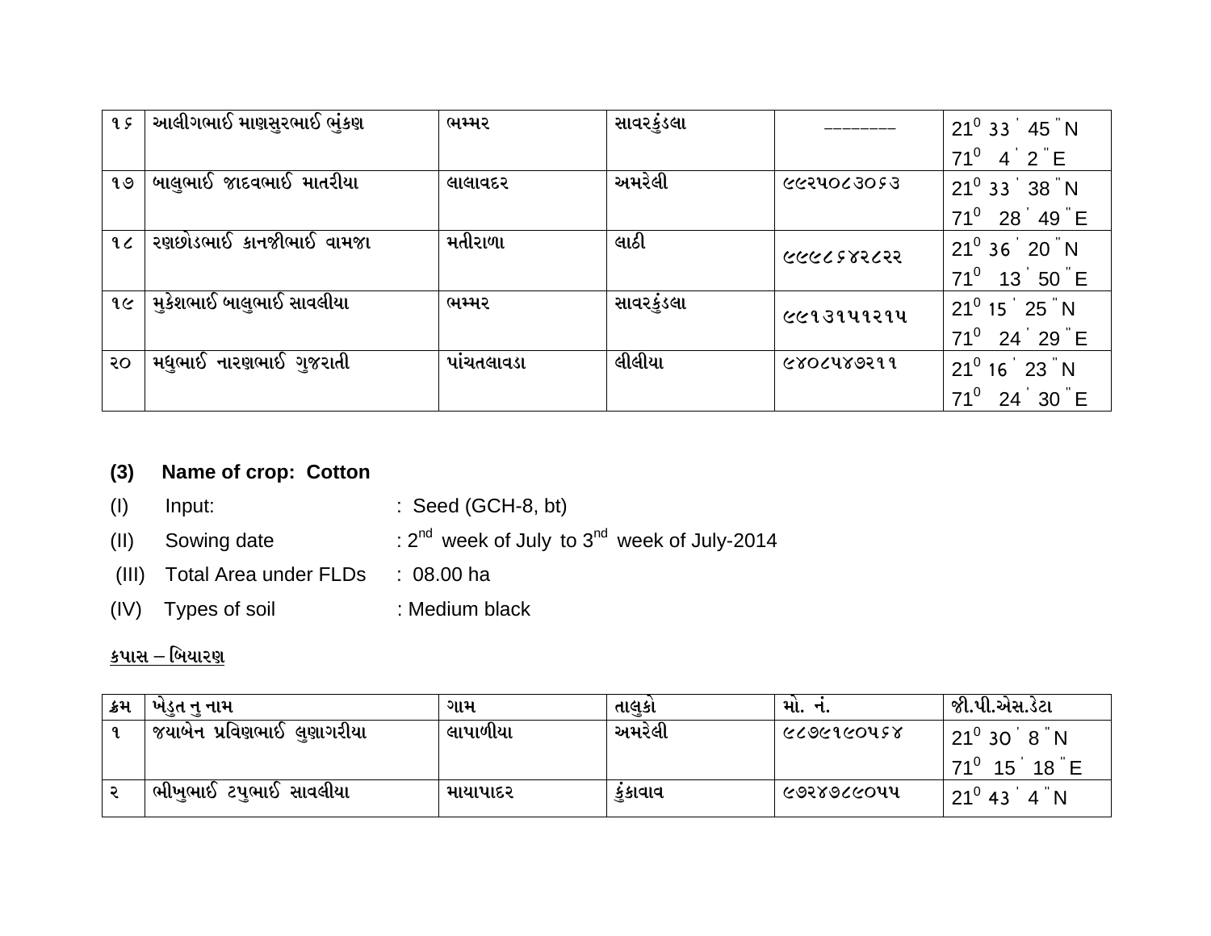| ૧૬ | આલીગભાઈ માણસુરભાઈ ભુંકણ | ભમ્મર | સાવરકુંડલા | -------- | $21^0$ ૩૩ ' 45 " N<br>$71^0$ 4 ' 2 " E |
|---|---|---|---|---|---|
| ૧૭ | બાલુભાઈ જાદવભાઈ માતરીયા | લાલાવદર | અમરેલી | ૯૯૨૫૦૮૩૦૬૩ | $21^0$ ૩૩ ' 38 " N<br>$71^0$ 28 ' 49 " E |
| ૧૮ | રણછોડભાઈ કાનજીભાઈ વામજા | મતીરાળા | લાઠી | ૯૯૯૮૬૪૨૮૨૨ | $21^0$ ૩૬ ' 20 " N<br>$71^0$ 13 ' 50 " E |
| ૧૯ | મુકેશભાઈ બાલુભાઈ સાવલીયા | ભમ્મર | સાવરકુંડલા | ૯૯૧૩૧૫૧૨૧૫ | $21^0$ ૧૫ ' 25 " N<br>$71^0$ 24 ' 29 " E |
| ૨૦ | મધુભાઈ નારણભાઈ ગુજરાતી | પાંચતલાવડા | લીલીયા | ૯૪૦૮૫૪૭૨૧૧ | $21^0$ ૧૬ ' 23 " N<br>$71^0$ 24 ' 30 " E |

**(3) Name of crop: Cotton**

(I) Input: : Seed (GCH-8, bt)

(II) Sowing date : 2nd week of July to 3nd week of July-2014

(III) Total Area under FLDs : 08.00 ha

(IV) Types of soil : Medium black

<u>કપાસ – બિયારણ</u>

| ક્રમ | ખેડુત નુ નામ | ગામ | તાલુકો | મો. નં. | જી.પી.એસ.ડેટા |
|---|---|---|---|---|---|
| ૧ | જયાબેન પ્રવિણભાઈ લુણાગરીયા | લાપાળીયા | અમરેલી | ૯૮૭૯૧૯૦૫૬૪ | $21^0$ ૩૦ ' 8 " N<br>$71^0$ 15 ' 18 " E |
| ૨ | ભીખુભાઈ ટપુભાઈ સાવલીયા | માયાપાદર | કુંકાવાવ | ૯૭૨૪૭૮૯૦૫૫ | $21^0$ ૪૩ ' 4 " N |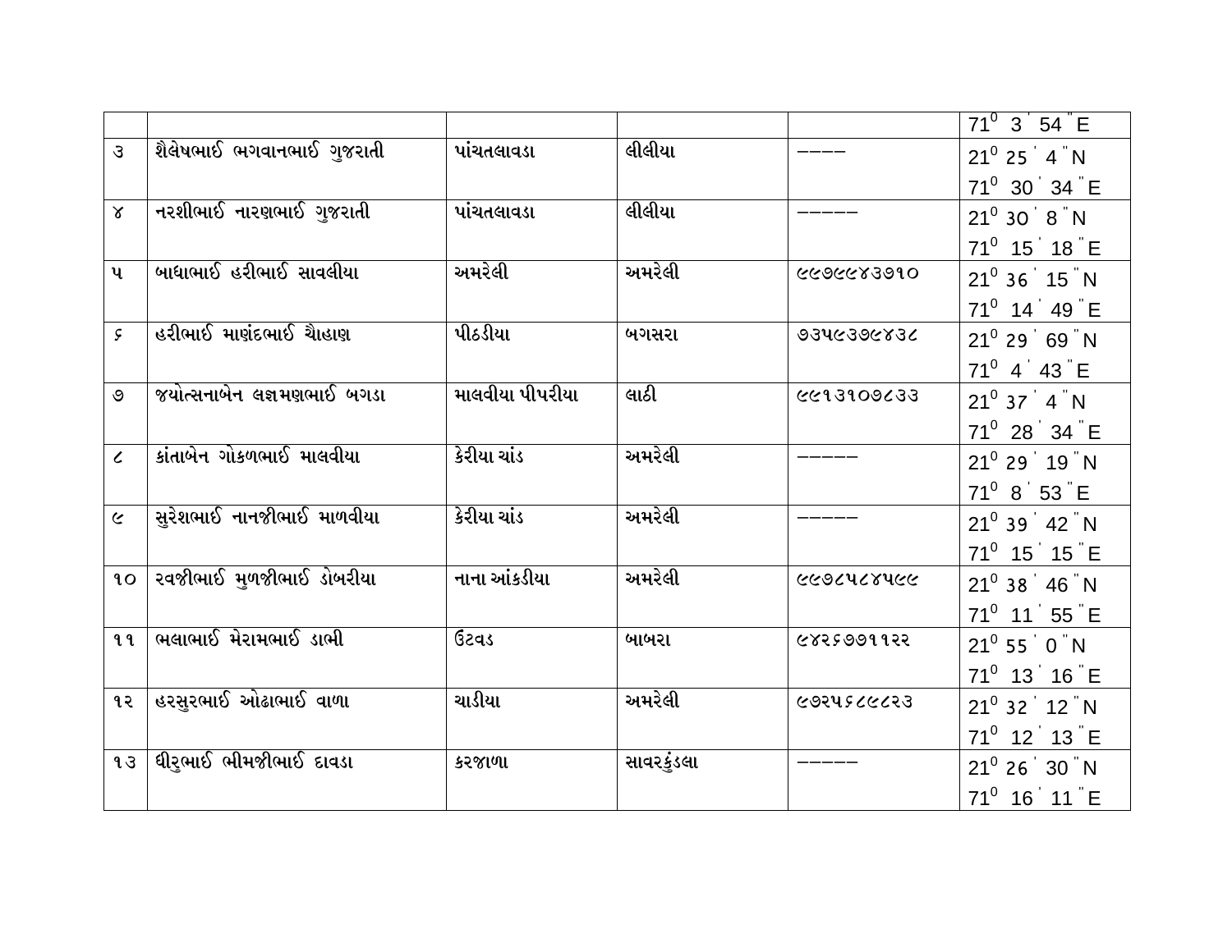| | | | | | $71^0$ 3 ' 54 " E |
|---|---|---|---|---|---|
| ૩ | શૈલેષભાઈ ભગવાનભાઈ ગુજરાતી | પાંચતલાવડા | લીલીયા | ---- | $21^0$ 25 ' 4 " N<br>$71^0$ 30 ' 34 " E |
| ૪ | નરશીભાઈ નારણભાઈ ગુજરાતી | પાંચતલાવડા | લીલીયા | ----- | $21^0$ 30 ' 8 " N<br>$71^0$ 15 ' 18 " E |
| ૫ | બાધાભાઈ હરીભાઈ સાવલીયા | અમરેલી | અમરેલી | ૯૯૭૯૯૪૩૭૧૦ | $21^0$ 36 ' 15 " N<br>$71^0$ 14 ' 49 " E |
| ૬ | હરીભાઈ માણંદભાઈ ચૈાહાણ | પીઠડીયા | બગસરા | ૭૩૫૯૩૭૯૪૩૮ | $21^0$ 29 ' 69 " N<br>$71^0$ 4 ' 43 " E |
| ૭ | જયોત્સનાબેન લક્ષ્મણભાઈ બગડા | માલવીયા પીપરીયા | લાઠી | ૯૯૧૩૧૦૭૮૩૩ | $21^0$ 37 ' 4 " N<br>$71^0$ 28 ' 34 " E |
| ૮ | કાંતાબેન ગોકળભાઈ માલવીયા | કેરીયા ચાંડ | અમરેલી | ----- | $21^0$ 29 ' 19 " N<br>$71^0$ 8 ' 53 " E |
| ૯ | સુરેશભાઈ નાનજીભાઈ માળવીયા | કેરીયા ચાંડ | અમરેલી | ----- | $21^0$ 39 ' 42 " N<br>$71^0$ 15 ' 15 " E |
| ૧૦ | રવજીભાઈ મુળજીભાઈ ડોબરીયા | નાના આંકડીયા | અમરેલી | ૯૯૭૮૫૮૪૫૯૯ | $21^0$ 38 ' 46 " N<br>$71^0$ 11 ' 55 " E |
| ૧૧ | ભલાભાઈ મેરામભાઈ ડાભી | ઉંટવડ | બાબરા | ૯૪૨૬૭૭૧૧૨૨ | $21^0$ 55 ' 0 " N<br>$71^0$ 13 ' 16 " E |
| ૧૨ | હરસુરભાઈ ઓઢાભાઈ વાળા | ચાડીયા | અમરેલી | ૯૭૨૫૬૮૯૮૨૩ | $21^0$ 32 ' 12 " N<br>$71^0$ 12 ' 13 " E |
| ૧૩ | ધીરુભાઈ ભીમજીભાઈ દાવડા | કરજાળા | સાવરકુંડલા | ----- | $21^0$ 26 ' 30 " N<br>$71^0$ 16 ' 11 " E |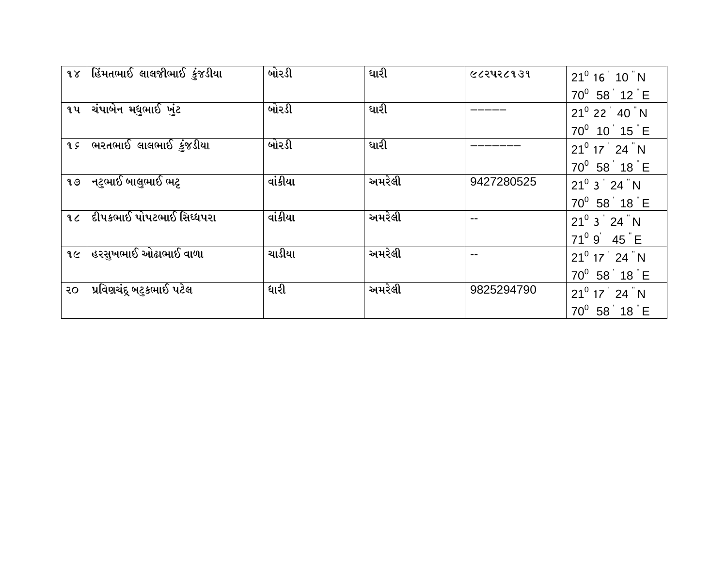| ૧૪ | હિંમતભાઈ લાલજીભાઈ કુંજડીયા | બોરડી | ધારી | ૯૮૨૫૨૮૧૩૧ | $21^0$ 16 ' 10 " N<br>$70^0$ 58 ' 12 " E |
|---|---|---|---|---|---|
| ૧૫ | ચંપાબેન મધુભાઈ ખુંટ | બોરડી | ધારી | ––––– | $21^0$ 22 ' 40 " N<br>$70^0$ 10 ' 15 " E |
| ૧૬ | ભરતભાઈ લાલભાઈ કુંજડીયા | બોરડી | ધારી | ––––––– | $21^0$ 17 ' 24 " N<br>$70^0$ 58 ' 18 " E |
| ૧૭ | નટુભાઈ બાલુભાઈ ભટ્ટ | વાંકીયા | અમરેલી | 9427280525 | $21^0$ 3 ' 24 " N<br>$70^0$ 58 ' 18 " E |
| ૧૮ | દીપકભાઈ પોપટભાઈ સિધ્ધપરા | વાંકીયા | અમરેલી | -- | $21^0$ 3 ' 24 " N<br>$71^0$ 9' 45 " E |
| ૧૯ | હરસુખભાઈ ઓઢાભાઈ વાળા | ચાડીયા | અમરેલી | -- | $21^0$ 17 ' 24 " N<br>$70^0$ 58 ' 18 " E |
| ૨૦ | પ્રવિણચંદ્ર બટુકભાઈ પટેલ | ધારી | અમરેલી | 9825294790 | $21^0$ 17 ' 24 " N<br>$70^0$ 58 ' 18 " E |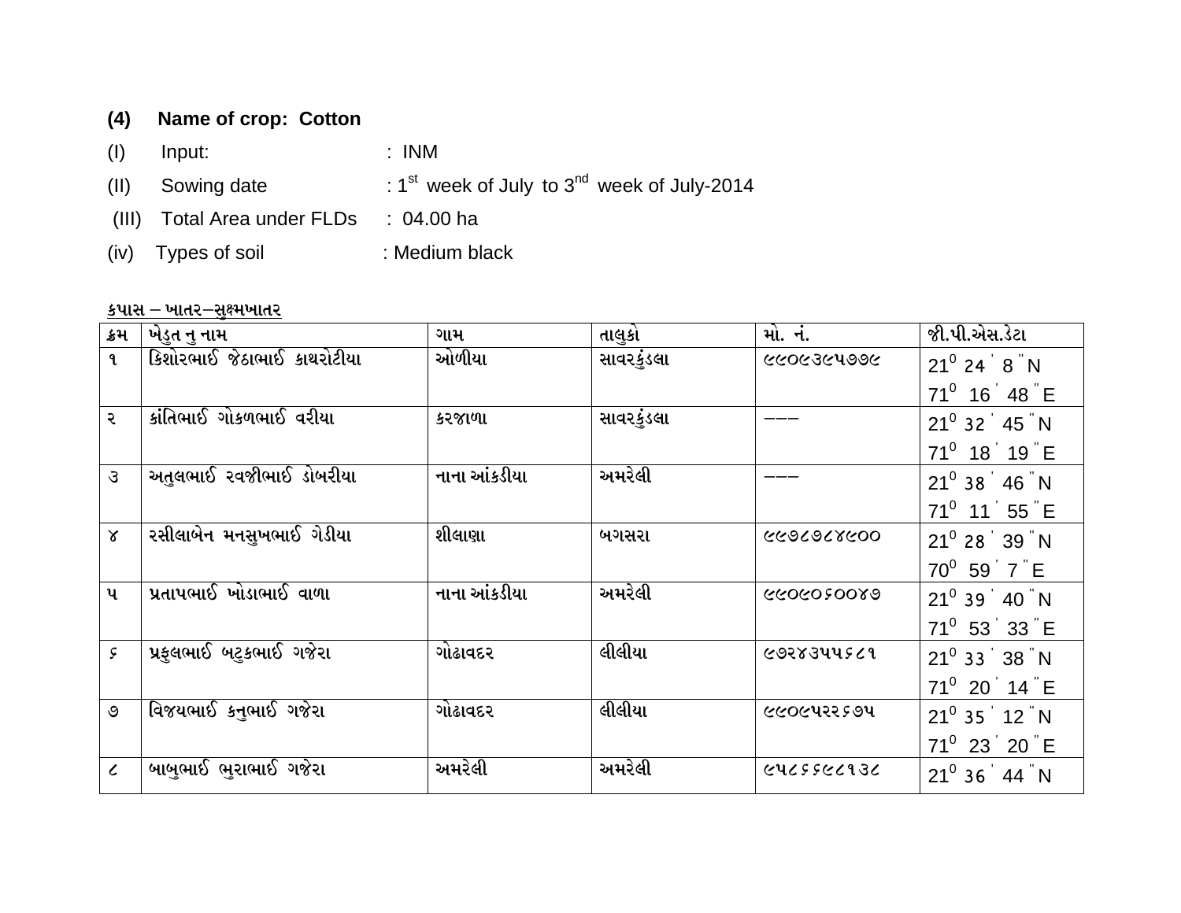**(4) Name of crop: Cotton**

(I) Input: : INM

(II) Sowing date : $1^{st}$ week of July to $3^{nd}$ week of July-2014

(III) Total Area under FLDs : 04.00 ha

(iv) Types of soil : Medium black

**કપાસ – ખાતર–સુક્ષ્મખાતર**

| ક્રમ | ખેડુત નુ નામ | ગામ | તાલુકો | મો. નં. | જી.પી.એસ.ડેટા |
|---|---|---|---|---|---|
| ૧ | કિશોરભાઈ જેઠાભાઈ કાથરોટીયા | ઓળીયા | સાવરકુંડલા | ૯૯૦૯૩૯૫૭૭૯ | $21^0$ 24 ' 8 " N<br>$71^0$ 16 ' 48 " E |
| ૨ | કાંતિભાઈ ગોકળભાઈ વરીયા | કરજાળા | સાવરકુંડલા | ——— | $21^0$ 32 ' 45 " N<br>$71^0$ 18 ' 19 " E |
| ૩ | અતુલભાઈ રવજીભાઈ ડોબરીયા | નાના આંકડીયા | અમરેલી | ——— | $21^0$ 38 ' 46 " N<br>$71^0$ 11 ' 55 " E |
| ૪ | રસીલાબેન મનસુખભાઈ ગેડીયા | શીલાણા | બગસરા | ૯૯૭૮૭૮૪૯૦૦ | $21^0$ 28 ' 39 " N<br>$70^0$ 59 ' 7 " E |
| ૫ | પ્રતાપભાઈ ખોડાભાઈ વાળા | નાના આંકડીયા | અમરેલી | ૯૯૦૯૦૬૦૦૪૭ | $21^0$ 39 ' 40 " N<br>$71^0$ 53 ' 33 " E |
| ૬ | પ્રફુલભાઈ બટુકભાઈ ગજેરા | ગોઢાવદર | લીલીયા | ૯૭૨૪૩૫૫૬૮૧ | $21^0$ 33 ' 38 " N<br>$71^0$ 20 ' 14 " E |
| ૭ | વિજયભાઈ કનુભાઈ ગજેરા | ગોઢાવદર | લીલીયા | ૯૯૦૯૫૨૨૬૭૫ | $21^0$ 35 ' 12 " N<br>$71^0$ 23 ' 20 " E |
| ૮ | બાબુભાઈ ભુરાભાઈ ગજેરા | અમરેલી | અમરેલી | ૯૫૮૬૬૯૮૧૩૮ | $21^0$ 36 ' 44 " N |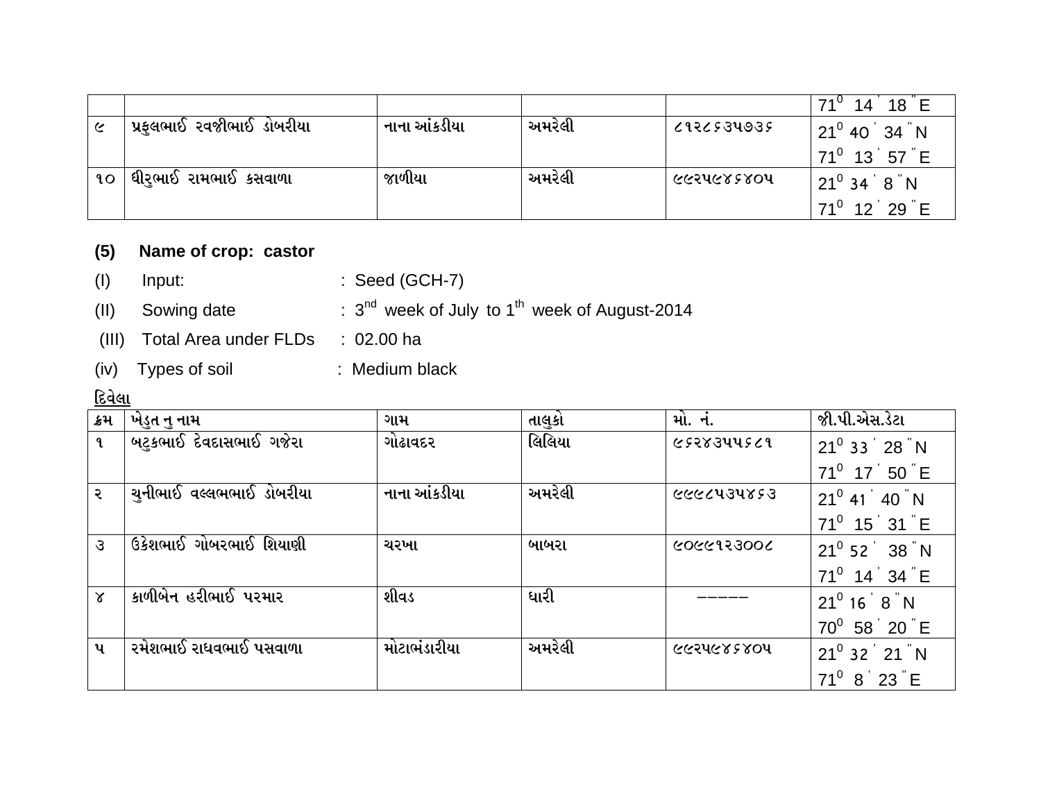| | | | | | $71^0$ 14 ' 18 " E |
|---|---|---|---|---|---|
| ૯ | પ્રફુલભાઈ રવજીભાઈ ડોબરીયા | નાના આંકડીયા | અમરેલી | ૮૧૨૮૬૩૫૭૩૬ | $21^0$ 40 ' 34 " N<br>$71^0$ 13 ' 57 " E |
| ૧૦ | ધીરુભાઈ રામભાઈ કસવાળા | જાળીયા | અમરેલી | ૯૯૨૫૯૪૬૪૦૫ | $21^0$ 34 ' 8 " N<br>$71^0$ 12 ' 29 " E |

**(5) Name of crop: castor**

(I) Input: : Seed (GCH-7)

(II) Sowing date : 3[nd] week of July to 1[th] week of August-2014

(III) Total Area under FLDs : 02.00 ha

(iv) Types of soil : Medium black

<u>દિવેલા</u>

| ક્રમ | ખેડુત નુ નામ | ગામ | તાલુકો | મો. નં. | જી.પી.એસ.ડેટા |
|---|---|---|---|---|---|
| ૧ | બટુકભાઈ દેવદાસભાઈ ગજેરા | ગોઢાવદર | લિલિયા | ૯૬૨૪૩૫૫૬૮૧ | $21^0$ 33 ' 28 " N<br>$71^0$ 17 ' 50 " E |
| ૨ | ચુનીભાઈ વલ્લભભાઈ ડોબરીયા | નાના આંકડીયા | અમરેલી | ૯૯૯૮૫૩૫૪૬૩ | $21^0$ 41 ' 40 " N<br>$71^0$ 15 ' 31 " E |
| ૩ | ઉકેશભાઈ ગોબરભાઈ શિયાણી | ચરખા | બાબરા | ૯૦૯૯૧૨૩૦૦૮ | $21^0$ 52 ' 38 " N<br>$71^0$ 14 ' 34 " E |
| ૪ | કાળીબેન હરીભાઈ પરમાર | શીવડ | ધારી | ----- | $21^0$ 16 ' 8 " N<br>$70^0$ 58 ' 20 " E |
| ૫ | રમેશભાઈ રાઘવભાઈ પસવાળા | મોટાભંડારીયા | અમરેલી | ૯૯૨૫૯૪૬૪૦૫ | $21^0$ 32 ' 21 " N<br>$71^0$ 8 ' 23 " E |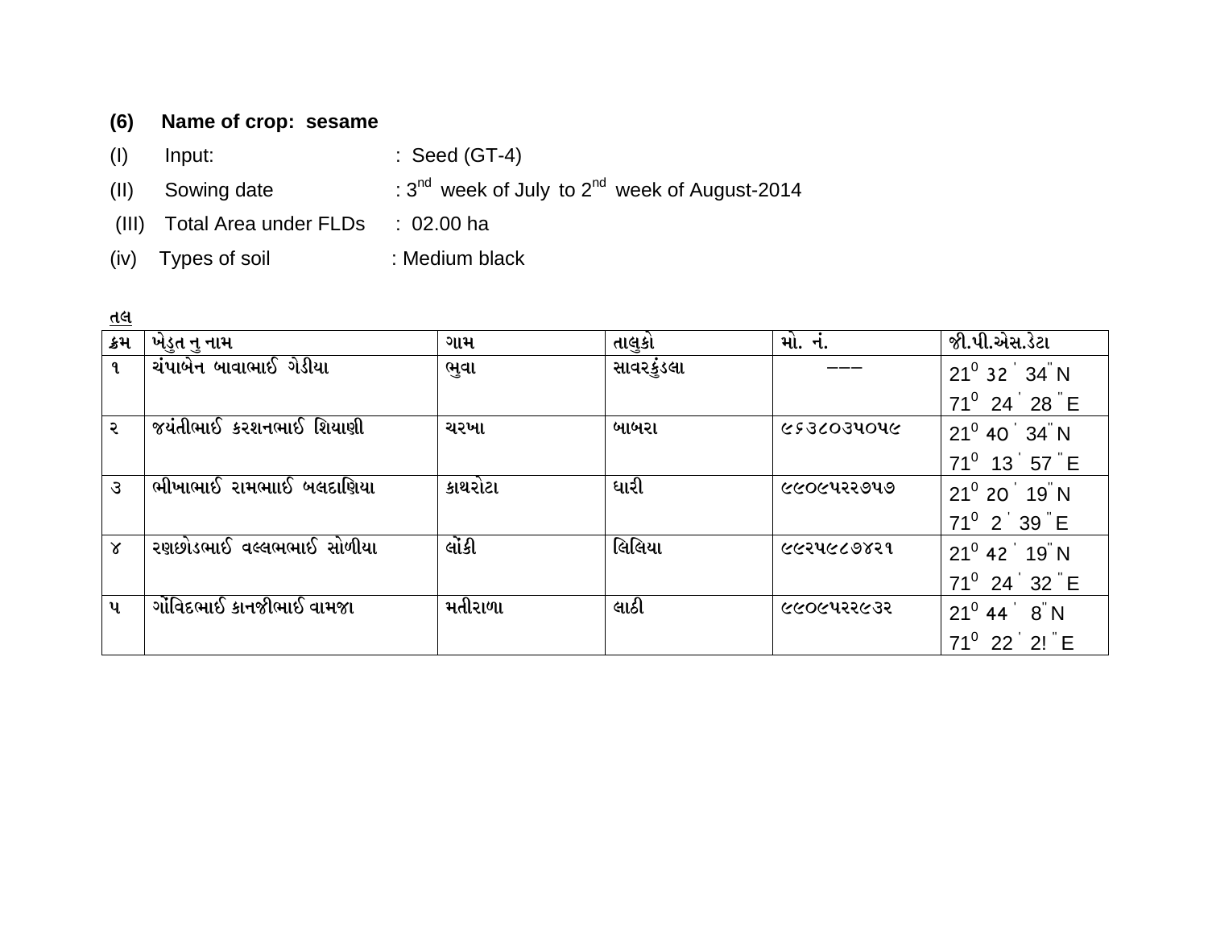**(6) Name of crop: sesame**

(I) Input: : Seed (GT-4)

(II) Sowing date : 3[nd] week of July to 2[nd] week of August-2014

(III) Total Area under FLDs : 02.00 ha

(iv) Types of soil : Medium black

<u>તલ</u>

| ક્રમ | ખેડુત નુ નામ | ગામ | તાલુકો | મો. નં. | જી.પી.એસ.ડેટા |
|---|---|---|---|---|---|
| ૧ | ચંપાબેન બાવાભાઈ ગેડીયા | ભુવા | સાવરકુંડલા | ——— | $21^0$ 32 ' 34" N<br>$71^0$ 24 ' 28 " E |
| ૨ | જયંતીભાઈ કરશનભાઈ શિયાણી | ચરખા | બાબરા | ૯૬૩૮૦૩૫૦૫૯ | $21^0$ 40 ' 34" N<br>$71^0$ 13 ' 57 " E |
| ૩ | ભીખાભાઈ રામભાઈ બલદાણિયા | કાથરોટા | ધારી | ૯૯૦૯૫૨૨૭૫૭ | $21^0$ 20 ' 19" N<br>$71^0$ 2 ' 39 " E |
| ૪ | રણછોડભાઈ વલ્લભભાઈ સોળીયા | લોંકી | લિલિયા | ૯૯૨૫૯૮૭૪૨૧ | $21^0$ 42 ' 19" N<br>$71^0$ 24 ' 32 " E |
| ૫ | ગોવિંદભાઈ કાનજીભાઈ વામજા | મતીરાળા | લાઠી | ૯૯૦૯૫૨૨૯૩૨ | $21^0$ 44 ' 8" N<br>$71^0$ 22 ' 2! " E |